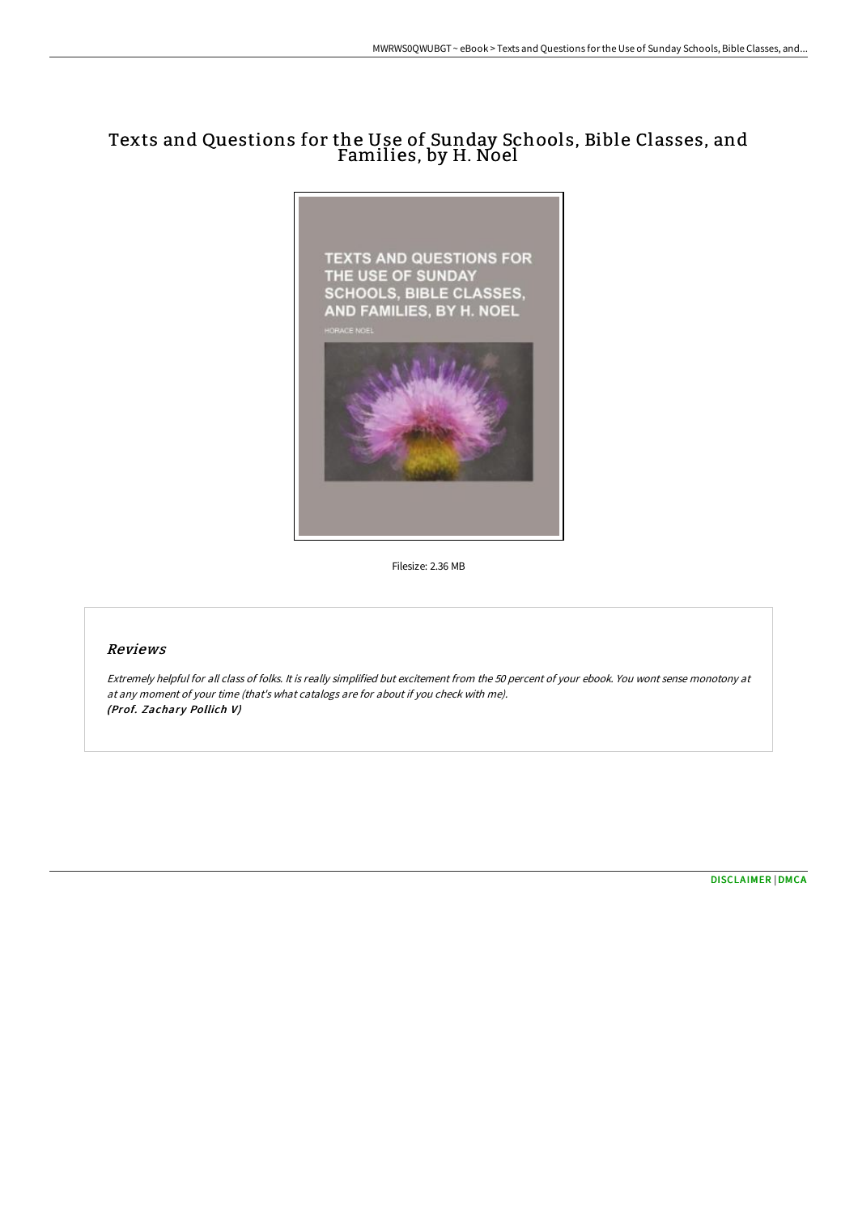# Texts and Questions for the Use of Sunday Schools, Bible Classes, and Families, by H. Noel

Filesize: 2.36 MB

## Reviews

*Extremely helpful for all class of folks. It is really simplified but excitement from the 50 percent of your ebook. You wont sense monotony at at any moment of your time (that's what catalogs are for about if you check with me).*
***(Prof. Zachary Pollich V)***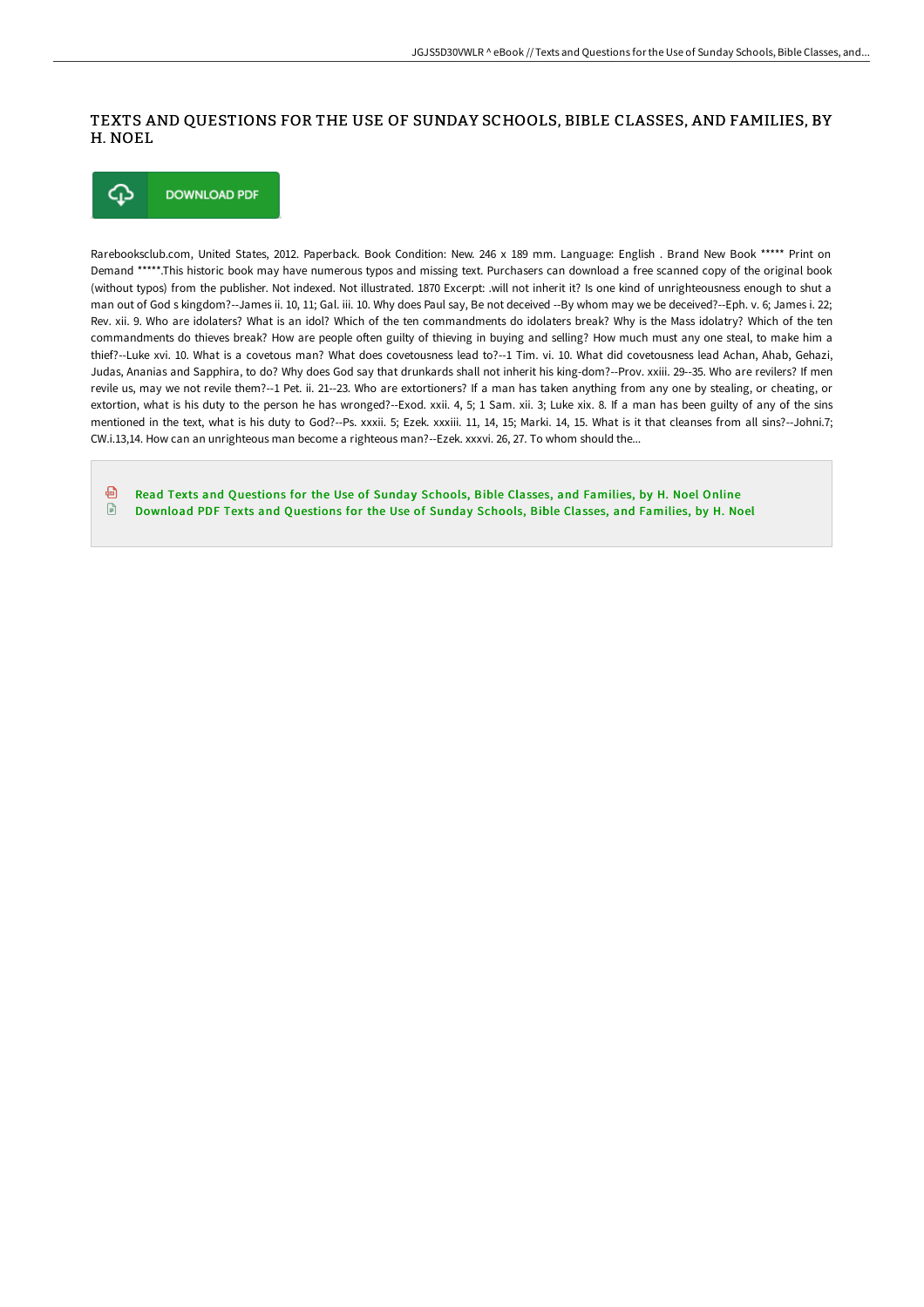# TEXTS AND QUESTIONS FOR THE USE OF SUNDAY SCHOOLS, BIBLE CLASSES, AND FAMILIES, BY H. NOEL

DOWNLOAD PDF

Rarebooksclub.com, United States, 2012. Paperback. Book Condition: New. 246 x 189 mm. Language: English . Brand New Book ***** Print on Demand *****.This historic book may have numerous typos and missing text. Purchasers can download a free scanned copy of the original book (without typos) from the publisher. Not indexed. Not illustrated. 1870 Excerpt: .will not inherit it? Is one kind of unrighteousness enough to shut a man out of God s kingdom?--James ii. 10, 11; Gal. iii. 10. Why does Paul say, Be not deceived --By whom may we be deceived?--Eph. v. 6; James i. 22; Rev. xii. 9. Who are idolaters? What is an idol? Which of the ten commandments do idolaters break? Why is the Mass idolatry? Which of the ten commandments do thieves break? How are people often guilty of thieving in buying and selling? How much must any one steal, to make him a thief?--Luke xvi. 10. What is a covetous man? What does covetousness lead to?--1 Tim. vi. 10. What did covetousness lead Achan, Ahab, Gehazi, Judas, Ananias and Sapphira, to do? Why does God say that drunkards shall not inherit his king-dom?--Prov. xxiii. 29--35. Who are revilers? If men revile us, may we not revile them?--1 Pet. ii. 21--23. Who are extortioners? If a man has taken anything from any one by stealing, or cheating, or extortion, what is his duty to the person he has wronged?--Exod. xxii. 4, 5; 1 Sam. xii. 3; Luke xix. 8. If a man has been guilty of any of the sins mentioned in the text, what is his duty to God?--Ps. xxxii. 5; Ezek. xxxiii. 11, 14, 15; Marki. 14, 15. What is it that cleanses from all sins?--Johni.7; CW.i.13,14. How can an unrighteous man become a righteous man?--Ezek. xxxvi. 26, 27. To whom should the...

Read Texts and Questions for the Use of Sunday Schools, Bible Classes, and Families, by H. Noel Online
Download PDF Texts and Questions for the Use of Sunday Schools, Bible Classes, and Families, by H. Noel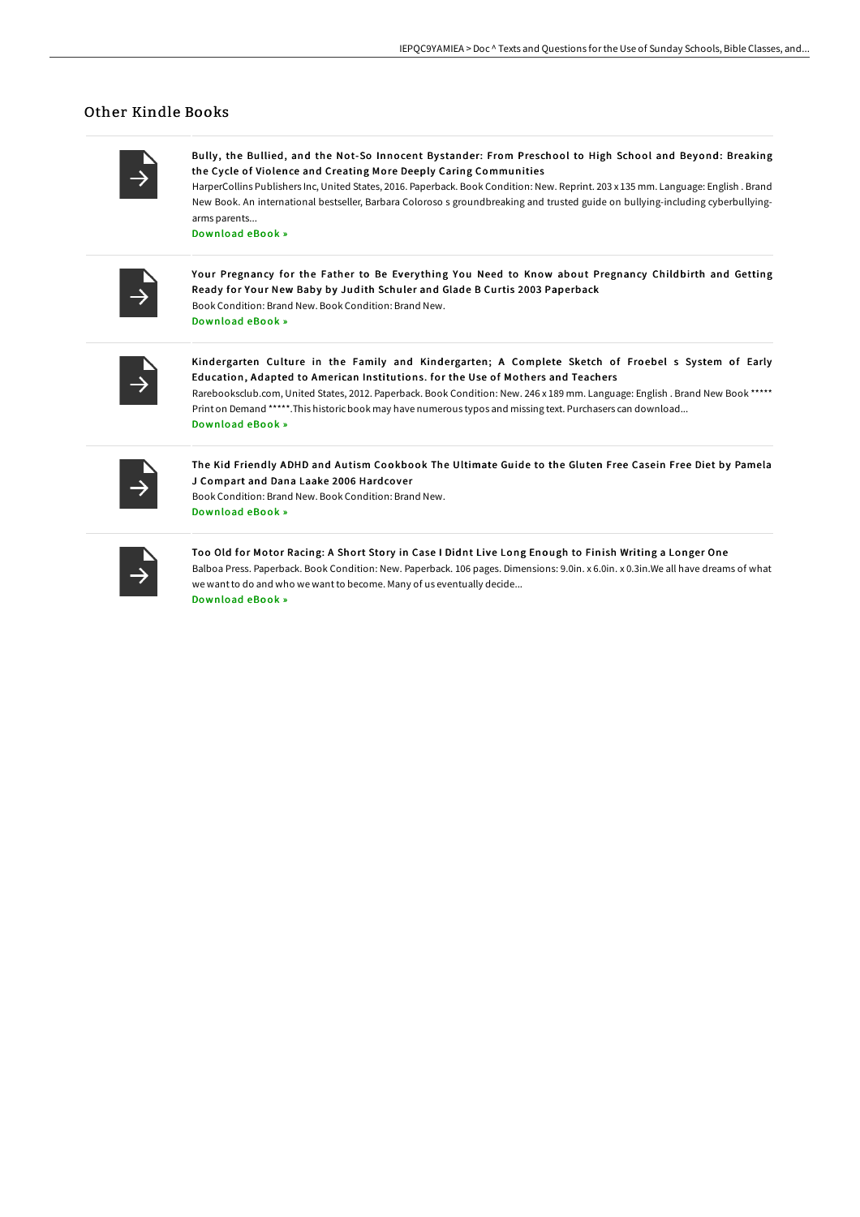## Other Kindle Books

**Bully, the Bullied, and the Not-So Innocent Bystander: From Preschool to High School and Beyond: Breaking the Cycle of Violence and Creating More Deeply Caring Communities**

HarperCollins Publishers Inc, United States, 2016. Paperback. Book Condition: New. Reprint. 203 x 135 mm. Language: English . Brand New Book. An international bestseller, Barbara Coloroso s groundbreaking and trusted guide on bullying-including cyberbullying-arms parents...

Download eBook »

**Your Pregnancy for the Father to Be Everything You Need to Know about Pregnancy Childbirth and Getting Ready for Your New Baby by Judith Schuler and Glade B Curtis 2003 Paperback**

Book Condition: Brand New. Book Condition: Brand New.

Download eBook »

**Kindergarten Culture in the Family and Kindergarten; A Complete Sketch of Froebel s System of Early Education, Adapted to American Institutions. for the Use of Mothers and Teachers**

Rarebooksclub.com, United States, 2012. Paperback. Book Condition: New. 246 x 189 mm. Language: English . Brand New Book ***** Print on Demand *****.This historic book may have numerous typos and missing text. Purchasers can download...

Download eBook »

**The Kid Friendly ADHD and Autism Cookbook The Ultimate Guide to the Gluten Free Casein Free Diet by Pamela J Compart and Dana Laake 2006 Hardcover**

Book Condition: Brand New. Book Condition: Brand New.

Download eBook »

**Too Old for Motor Racing: A Short Story in Case I Didnt Live Long Enough to Finish Writing a Longer One**

Balboa Press. Paperback. Book Condition: New. Paperback. 106 pages. Dimensions: 9.0in. x 6.0in. x 0.3in.We all have dreams of what we want to do and who we want to become. Many of us eventually decide...

Download eBook »